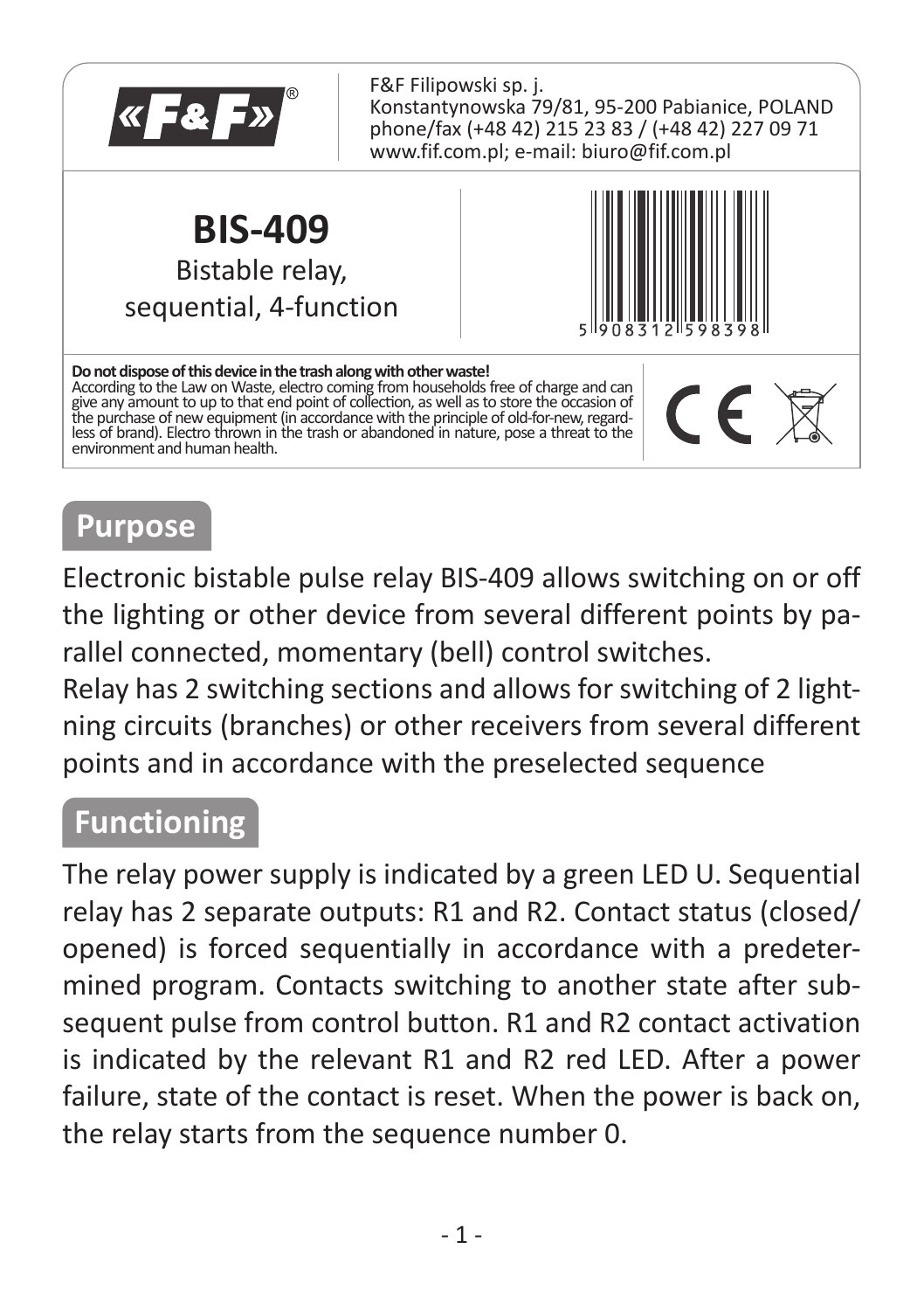«F&F»®

F&F Filipowski sp. j.
Konstantynowska 79/81, 95-200 Pabianice, POLAND
phone/fax (+48 42) 215 23 83 / (+48 42) 227 09 71
www.fif.com.pl; e-mail: biuro@fif.com.pl

# BIS-409

Bistable relay,
sequential, 4-function

5 908312 598398

**Do not dispose of this device in the trash along with other waste!**
According to the Law on Waste, electro coming from households free of charge and can give any amount to up to that end point of collection, as well as to store the occasion of the purchase of new equipment (in accordance with the principle of old-for-new, regardless of brand). Electro thrown in the trash or abandoned in nature, pose a threat to the environment and human health.

CE

## Purpose

Electronic bistable pulse relay BIS-409 allows switching on or off the lighting or other device from several different points by parallel connected, momentary (bell) control switches.
Relay has 2 switching sections and allows for switching of 2 lightning circuits (branches) or other receivers from several different points and in accordance with the preselected sequence

## Functioning

The relay power supply is indicated by a green LED U. Sequential relay has 2 separate outputs: R1 and R2. Contact status (closed/opened) is forced sequentially in accordance with a predetermined program. Contacts switching to another state after subsequent pulse from control button. R1 and R2 contact activation is indicated by the relevant R1 and R2 red LED. After a power failure, state of the contact is reset. When the power is back on, the relay starts from the sequence number 0.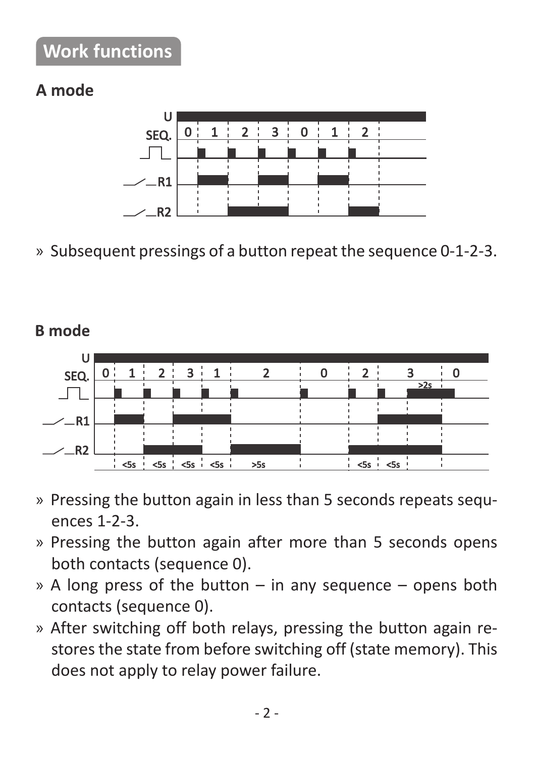## Work functions

### A mode

» Subsequent pressings of a button repeat the sequence 0-1-2-3.

### B mode

» Pressing the button again in less than 5 seconds repeats sequences 1-2-3.
» Pressing the button again after more than 5 seconds opens both contacts (sequence 0).
» A long press of the button – in any sequence – opens both contacts (sequence 0).
» After switching off both relays, pressing the button again restores the state from before switching off (state memory). This does not apply to relay power failure.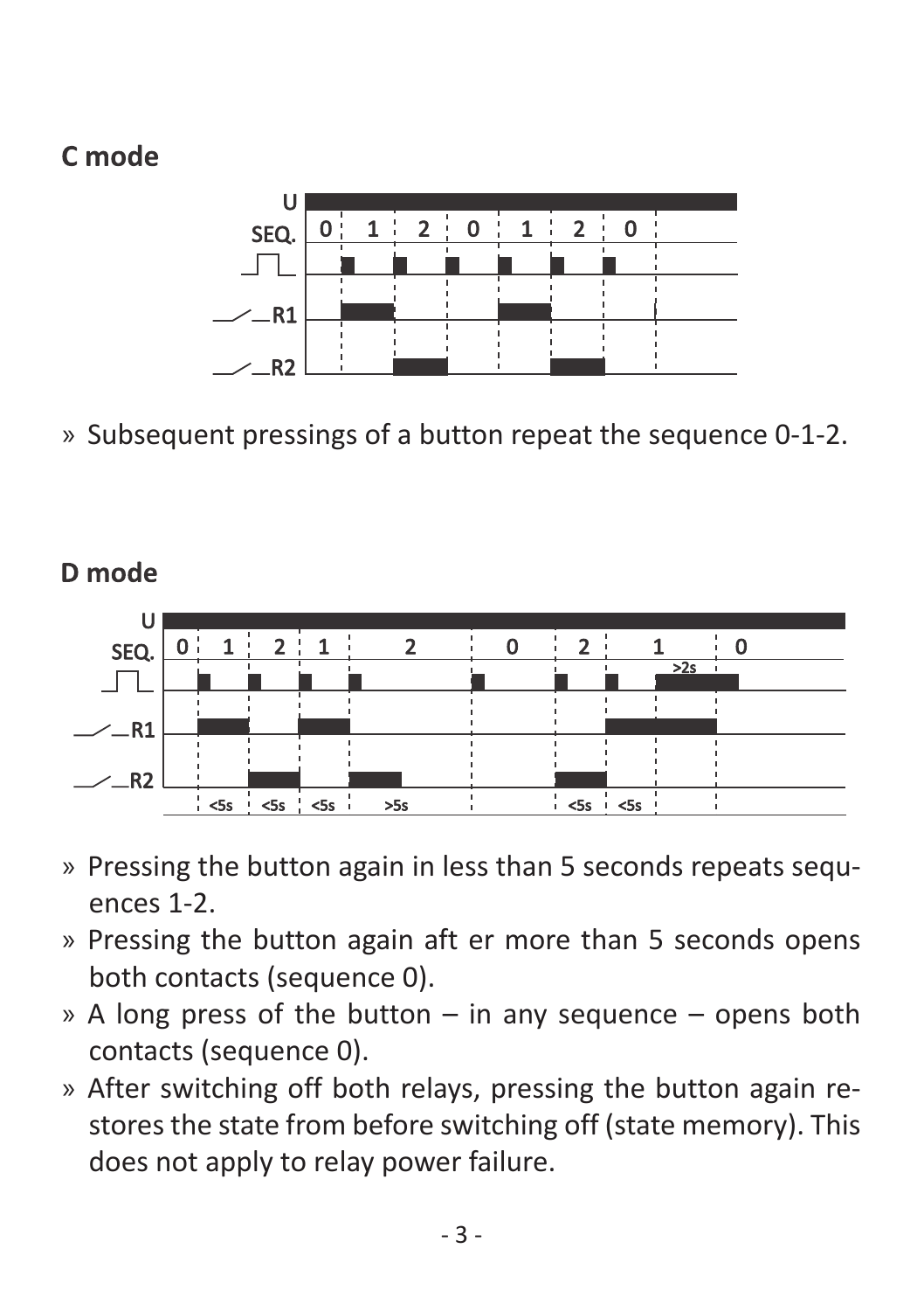**C mode**

» Subsequent pressings of a button repeat the sequence 0-1-2.

**D mode**

» Pressing the button again in less than 5 seconds repeats sequences 1-2.

» Pressing the button again after more than 5 seconds opens both contacts (sequence 0).

» A long press of the button – in any sequence – opens both contacts (sequence 0).

» After switching off both relays, pressing the button again restores the state from before switching off (state memory). This does not apply to relay power failure.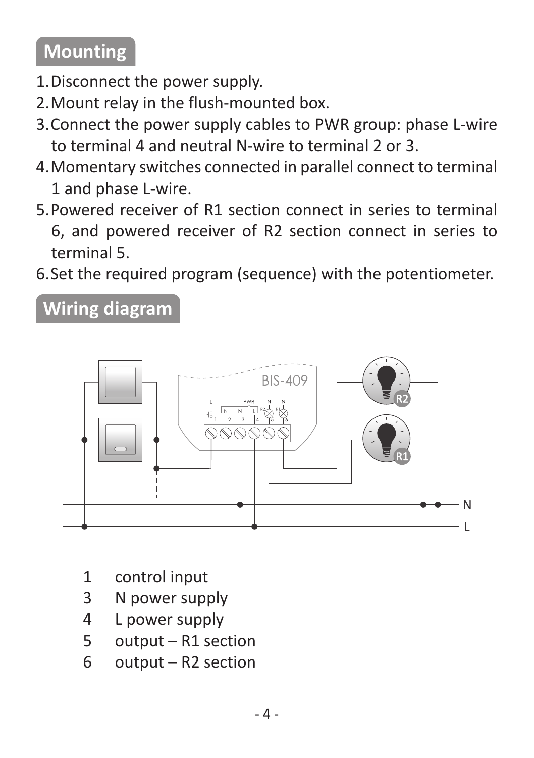## Mounting

1. Disconnect the power supply.
2. Mount relay in the flush-mounted box.
3. Connect the power supply cables to PWR group: phase L-wire to terminal 4 and neutral N-wire to terminal 2 or 3.
4. Momentary switches connected in parallel connect to terminal 1 and phase L-wire.
5. Powered receiver of R1 section connect in series to terminal 6, and powered receiver of R2 section connect in series to terminal 5.
6. Set the required program (sequence) with the potentiometer.

## Wiring diagram

| | |
|---|---|
| 1 | control input |
| 3 | N power supply |
| 4 | L power supply |
| 5 | output – R1 section |
| 6 | output – R2 section |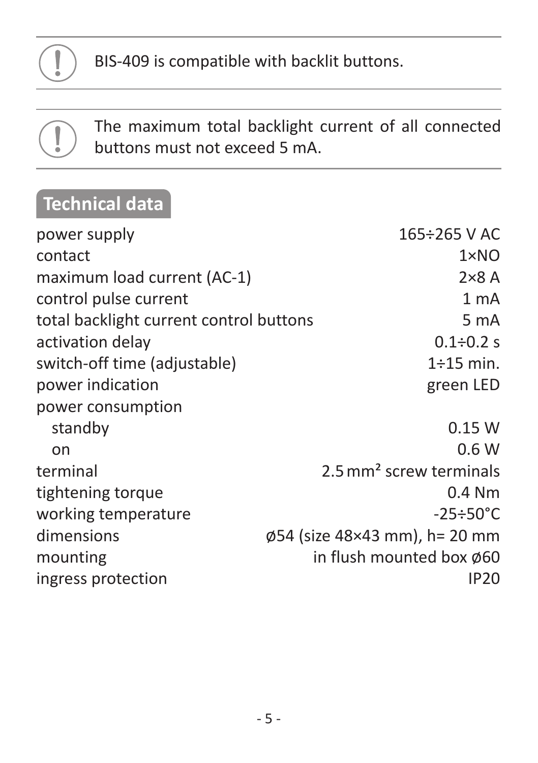> BIS-409 is compatible with backlit buttons.

> The maximum total backlight current of all connected buttons must not exceed 5 mA.

## Technical data

| | |
|---|---|
| power supply | 165÷265 V AC |
| contact | 1×NO |
| maximum load current (AC-1) | 2×8 A |
| control pulse current | 1 mA |
| total backlight current control buttons | 5 mA |
| activation delay | 0.1÷0.2 s |
| switch-off time (adjustable) | 1÷15 min. |
| power indication | green LED |
| power consumption | |
| standby | 0.15 W |
| on | 0.6 W |
| terminal | 2.5 mm² screw terminals |
| tightening torque | 0.4 Nm |
| working temperature | -25÷50°C |
| dimensions | ø54 (size 48×43 mm), h= 20 mm |
| mounting | in flush mounted box ø60 |
| ingress protection | IP20 |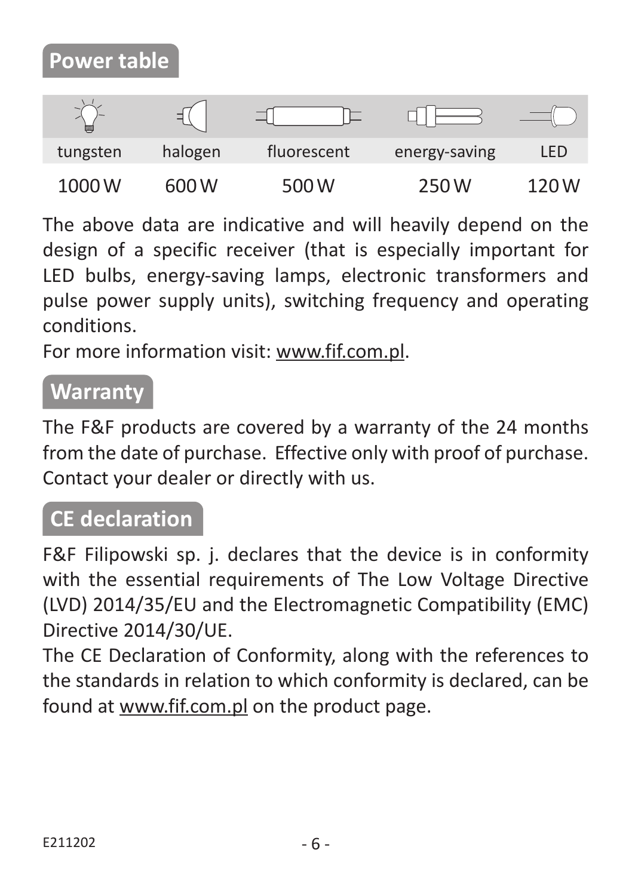## Power table

| tungsten | halogen | fluorescent | energy-saving | LED |
|---|---|---|---|---|
| 1000 W | 600 W | 500 W | 250 W | 120 W |

The above data are indicative and will heavily depend on the design of a specific receiver (that is especially important for LED bulbs, energy-saving lamps, electronic transformers and pulse power supply units), switching frequency and operating conditions.
For more information visit: www.fif.com.pl.

## Warranty

The F&F products are covered by a warranty of the 24 months from the date of purchase. Effective only with proof of purchase. Contact your dealer or directly with us.

## CE declaration

F&F Filipowski sp. j. declares that the device is in conformity with the essential requirements of The Low Voltage Directive (LVD) 2014/35/EU and the Electromagnetic Compatibility (EMC) Directive 2014/30/UE.
The CE Declaration of Conformity, along with the references to the standards in relation to which conformity is declared, can be found at www.fif.com.pl on the product page.

E211202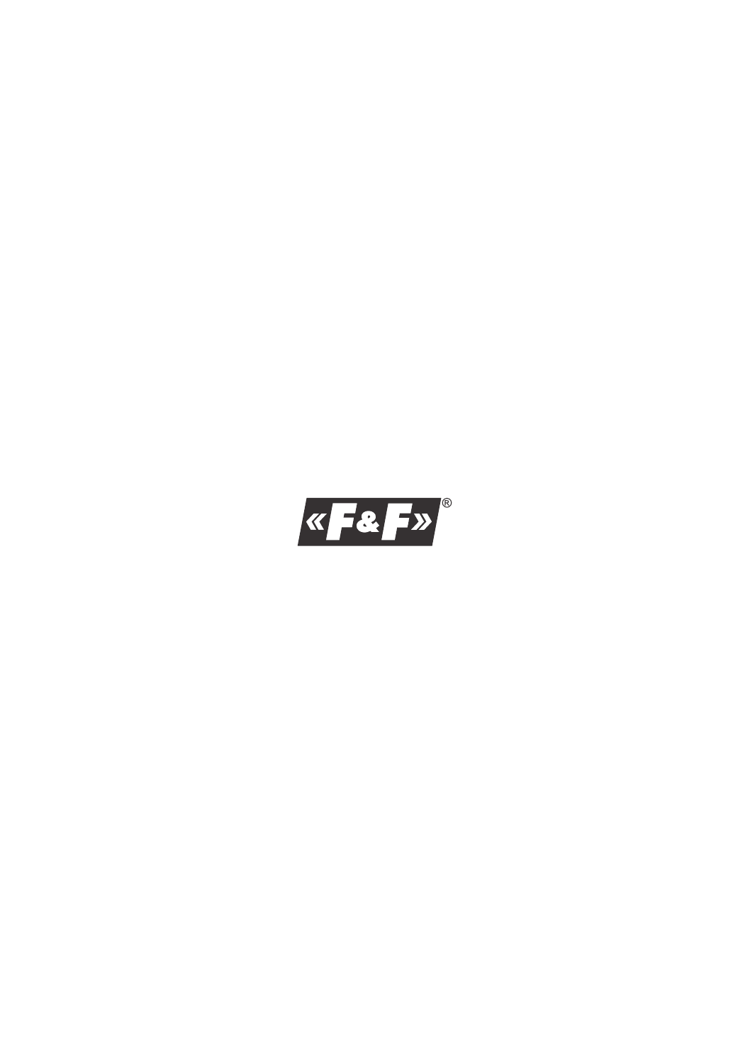«F&F»®